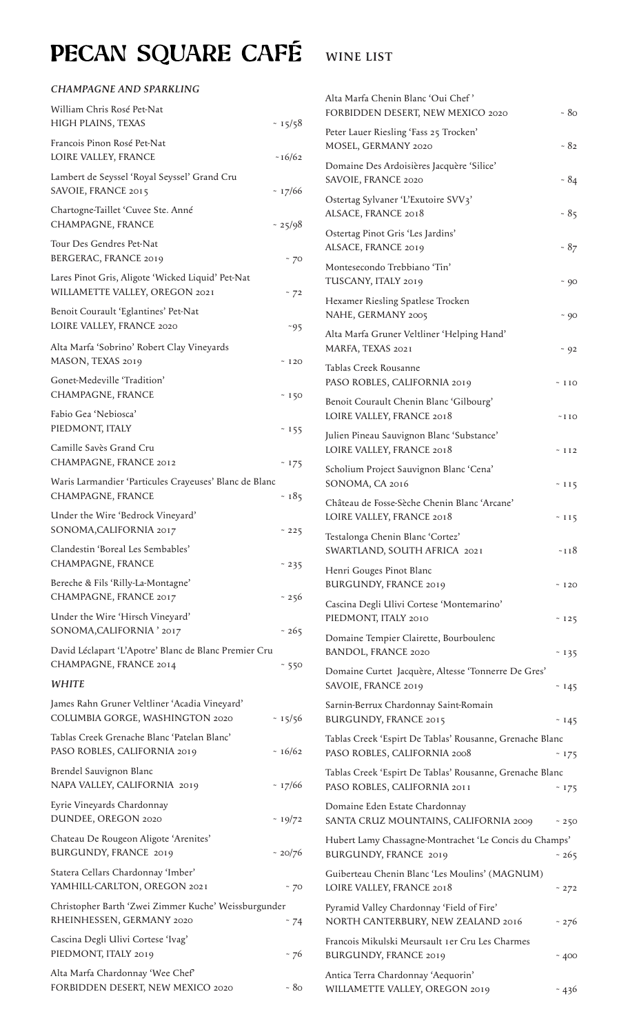# PECAN SQUARE CAFÉ

## WINE LIST

### *CHAMPAGNE AND SPARKLING*

William Chris Rosé Pet-Nat
HIGH PLAINS, TEXAS ~ 15/58

Francois Pinon Rosé Pet-Nat
LOIRE VALLEY, FRANCE ~16/62

Lambert de Seyssel 'Royal Seyssel' Grand Cru
SAVOIE, FRANCE 2015 ~ 17/66

Chartogne-Taillet 'Cuvee Ste. Anné
CHAMPAGNE, FRANCE ~ 25/98

Tour Des Gendres Pet-Nat
BERGERAC, FRANCE 2019 ~ 70

Lares Pinot Gris, Aligote 'Wicked Liquid' Pet-Nat
WILLAMETTE VALLEY, OREGON 2021 ~ 72

Benoit Courault 'Eglantines' Pet-Nat
LOIRE VALLEY, FRANCE 2020 ~95

Alta Marfa 'Sobrino' Robert Clay Vineyards
MASON, TEXAS 2019 ~ 120

Gonet-Medeville 'Tradition'
CHAMPAGNE, FRANCE ~ 150

Fabio Gea 'Nebiosca'
PIEDMONT, ITALY ~ 155

Camille Savès Grand Cru
CHAMPAGNE, FRANCE 2012 ~ 175

Waris Larmandier 'Particules Crayeuses' Blanc de Blanc
CHAMPAGNE, FRANCE ~ 185

Under the Wire 'Bedrock Vineyard'
SONOMA,CALIFORNIA 2017 ~ 225

Clandestin 'Boreal Les Sembables'
CHAMPAGNE, FRANCE ~ 235

Bereche & Fils 'Rilly-La-Montagne'
CHAMPAGNE, FRANCE 2017 ~ 256

Under the Wire 'Hirsch Vineyard'
SONOMA,CALIFORNIA ' 2017 ~ 265

David Léclapart 'L'Apotre' Blanc de Blanc Premier Cru
CHAMPAGNE, FRANCE 2014 ~ 550

### *WHITE*

James Rahn Gruner Veltliner 'Acadia Vineyard'
COLUMBIA GORGE, WASHINGTON 2020 ~ 15/56

Tablas Creek Grenache Blanc 'Patelan Blanc'
PASO ROBLES, CALIFORNIA 2019 ~ 16/62

Brendel Sauvignon Blanc
NAPA VALLEY, CALIFORNIA 2019 ~ 17/66

Eyrie Vineyards Chardonnay
DUNDEE, OREGON 2020 ~ 19/72

Chateau De Rougeon Aligote 'Arenites'
BURGUNDY, FRANCE 2019 ~ 20/76

Statera Cellars Chardonnay 'Imber'
YAMHILL-CARLTON, OREGON 2021 ~ 70

Christopher Barth 'Zwei Zimmer Kuche' Weissburgunder
RHEINHESSEN, GERMANY 2020 ~ 74

Cascina Degli Ulivi Cortese 'Ivag'
PIEDMONT, ITALY 2019 ~ 76

Alta Marfa Chardonnay 'Wee Chef'
FORBIDDEN DESERT, NEW MEXICO 2020 ~ 80

Alta Marfa Chenin Blanc 'Oui Chef '
FORBIDDEN DESERT, NEW MEXICO 2020 ~ 80

Peter Lauer Riesling 'Fass 25 Trocken'
MOSEL, GERMANY 2020 ~ 82

Domaine Des Ardoisières Jacquère 'Silice'
SAVOIE, FRANCE 2020 ~ 84

Ostertag Sylvaner 'L'Exutoire SVV3'
ALSACE, FRANCE 2018 ~ 85

Ostertag Pinot Gris 'Les Jardins'
ALSACE, FRANCE 2019 ~ 87

Montesecondo Trebbiano 'Tin'
TUSCANY, ITALY 2019 ~ 90

Hexamer Riesling Spatlese Trocken
NAHE, GERMANY 2005 ~ 90

Alta Marfa Gruner Veltliner 'Helping Hand'
MARFA, TEXAS 2021 ~ 92

Tablas Creek Rousanne
PASO ROBLES, CALIFORNIA 2019 ~ 110

Benoit Courault Chenin Blanc 'Gilbourg'
LOIRE VALLEY, FRANCE 2018 ~110

Julien Pineau Sauvignon Blanc 'Substance'
LOIRE VALLEY, FRANCE 2018 ~ 112

Scholium Project Sauvignon Blanc 'Cena'
SONOMA, CA 2016 ~ 115

Château de Fosse-Sèche Chenin Blanc 'Arcane'
LOIRE VALLEY, FRANCE 2018 ~ 115

Testalonga Chenin Blanc 'Cortez'
SWARTLAND, SOUTH AFRICA 2021 ~118

Henri Gouges Pinot Blanc
BURGUNDY, FRANCE 2019 ~ 120

Cascina Degli Ulivi Cortese 'Montemarino'
PIEDMONT, ITALY 2010 ~ 125

Domaine Tempier Clairette, Bourboulenc
BANDOL, FRANCE 2020 ~ 135

Domaine Curtet Jacquère, Altesse 'Tonnerre De Gres'
SAVOIE, FRANCE 2019 ~ 145

Sarnin-Berrux Chardonnay Saint-Romain
BURGUNDY, FRANCE 2015 ~ 145

Tablas Creek 'Espirt De Tablas' Rousanne, Grenache Blanc
PASO ROBLES, CALIFORNIA 2008 ~ 175

Tablas Creek 'Espirt De Tablas' Rousanne, Grenache Blanc
PASO ROBLES, CALIFORNIA 2011 ~ 175

Domaine Eden Estate Chardonnay
SANTA CRUZ MOUNTAINS, CALIFORNIA 2009 ~ 250

Hubert Lamy Chassagne-Montrachet 'Le Concis du Champs'
BURGUNDY, FRANCE 2019 ~ 265

Guiberteau Chenin Blanc 'Les Moulins' (MAGNUM)
LOIRE VALLEY, FRANCE 2018 ~ 272

Pyramid Valley Chardonnay 'Field of Fire'
NORTH CANTERBURY, NEW ZEALAND 2016 ~ 276

Francois Mikulski Meursault 1er Cru Les Charmes
BURGUNDY, FRANCE 2019 ~ 400

Antica Terra Chardonnay 'Aequorin'
WILLAMETTE VALLEY, OREGON 2019 ~ 436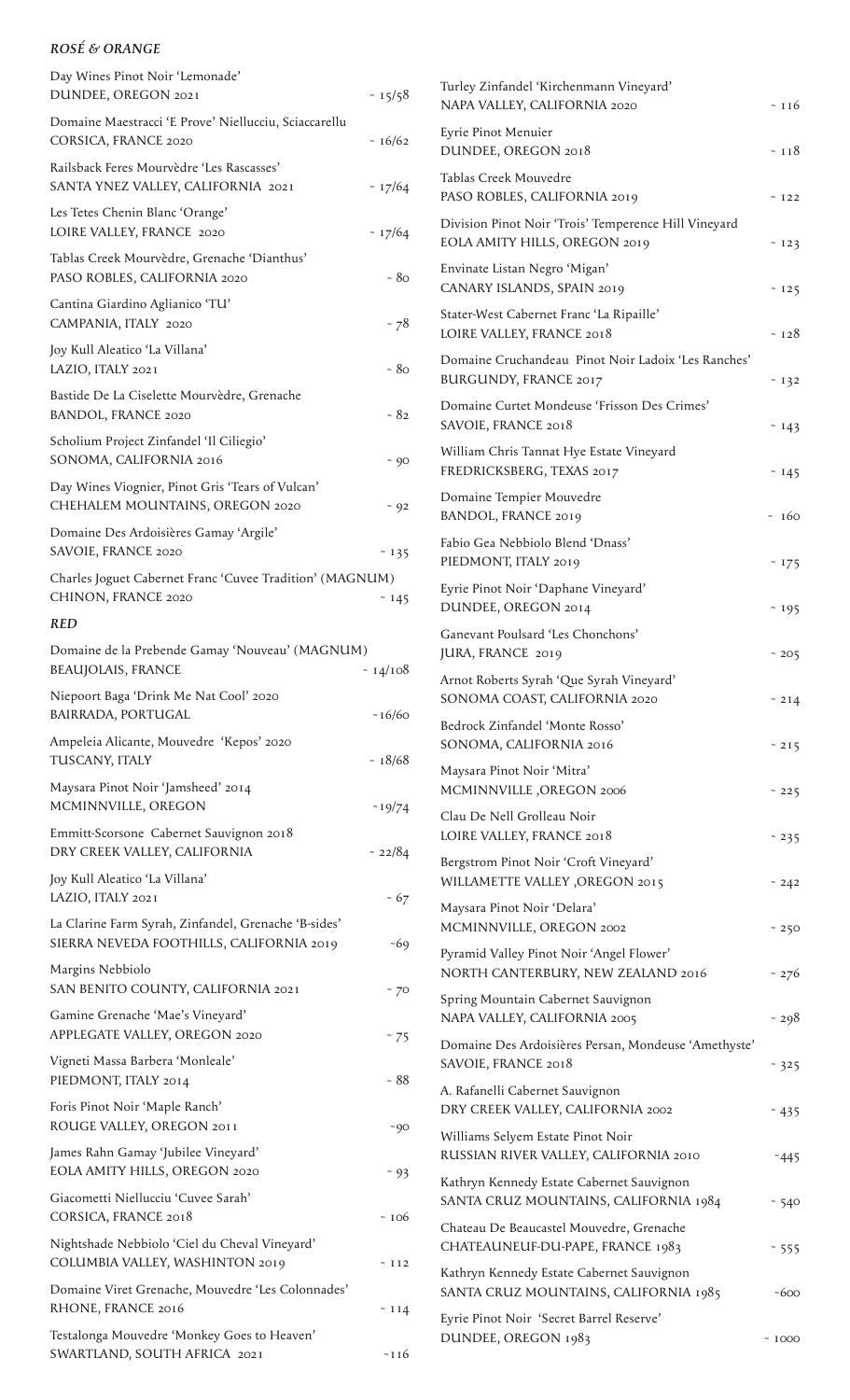### *ROSÉ & ORANGE*

| | |
|---|---|
| Day Wines Pinot Noir 'Lemonade'<br>DUNDEE, OREGON 2021 | ~ 15/58 |
| Domaine Maestracci 'E Prove' Niellucciu, Sciaccarellu<br>CORSICA, FRANCE 2020 | ~ 16/62 |
| Railsback Feres Mourvèdre 'Les Rascasses'<br>SANTA YNEZ VALLEY, CALIFORNIA 2021 | ~ 17/64 |
| Les Tetes Chenin Blanc 'Orange'<br>LOIRE VALLEY, FRANCE 2020 | ~ 17/64 |
| Tablas Creek Mourvèdre, Grenache 'Dianthus'<br>PASO ROBLES, CALIFORNIA 2020 | ~ 80 |
| Cantina Giardino Aglianico 'TU'<br>CAMPANIA, ITALY 2020 | ~ 78 |
| Joy Kull Aleatico 'La Villana'<br>LAZIO, ITALY 2021 | ~ 80 |
| Bastide De La Ciselette Mourvèdre, Grenache<br>BANDOL, FRANCE 2020 | ~ 82 |
| Scholium Project Zinfandel 'Il Ciliegio'<br>SONOMA, CALIFORNIA 2016 | ~ 90 |
| Day Wines Viognier, Pinot Gris 'Tears of Vulcan'<br>CHEHALEM MOUNTAINS, OREGON 2020 | ~ 92 |
| Domaine Des Ardoisières Gamay 'Argile'<br>SAVOIE, FRANCE 2020 | ~ 135 |
| Charles Joguet Cabernet Franc 'Cuvee Tradition' (MAGNUM)<br>CHINON, FRANCE 2020 | ~ 145 |

### *RED*

| | |
|---|---|
| Domaine de la Prebende Gamay 'Nouveau' (MAGNUM)<br>BEAUJOLAIS, FRANCE | ~ 14/108 |
| Niepoort Baga 'Drink Me Nat Cool' 2020<br>BAIRRADA, PORTUGAL | ~16/60 |
| Ampeleia Alicante, Mouvedre 'Kepos' 2020<br>TUSCANY, ITALY | ~ 18/68 |
| Maysara Pinot Noir 'Jamsheed' 2014<br>MCMINNVILLE, OREGON | ~19/74 |
| Emmitt-Scorsone Cabernet Sauvignon 2018<br>DRY CREEK VALLEY, CALIFORNIA | ~ 22/84 |
| Joy Kull Aleatico 'La Villana'<br>LAZIO, ITALY 2021 | ~ 67 |
| La Clarine Farm Syrah, Zinfandel, Grenache 'B-sides'<br>SIERRA NEVEDA FOOTHILLS, CALIFORNIA 2019 | ~69 |
| Margins Nebbiolo<br>SAN BENITO COUNTY, CALIFORNIA 2021 | ~ 70 |
| Gamine Grenache 'Mae's Vineyard'<br>APPLEGATE VALLEY, OREGON 2020 | ~ 75 |
| Vigneti Massa Barbera 'Monleale'<br>PIEDMONT, ITALY 2014 | ~ 88 |
| Foris Pinot Noir 'Maple Ranch'<br>ROUGE VALLEY, OREGON 2011 | ~90 |
| James Rahn Gamay 'Jubilee Vineyard'<br>EOLA AMITY HILLS, OREGON 2020 | ~ 93 |
| Giacometti Niellucciu 'Cuvee Sarah'<br>CORSICA, FRANCE 2018 | ~ 106 |
| Nightshade Nebbiolo 'Ciel du Cheval Vineyard'<br>COLUMBIA VALLEY, WASHINTON 2019 | ~ 112 |
| Domaine Viret Grenache, Mouvedre 'Les Colonnades'<br>RHONE, FRANCE 2016 | ~ 114 |
| Testalonga Mouvedre 'Monkey Goes to Heaven'<br>SWARTLAND, SOUTH AFRICA 2021 | ~116 |
| Turley Zinfandel 'Kirchenmann Vineyard'<br>NAPA VALLEY, CALIFORNIA 2020 | ~ 116 |
| Eyrie Pinot Menuier<br>DUNDEE, OREGON 2018 | ~ 118 |
| Tablas Creek Mouvedre<br>PASO ROBLES, CALIFORNIA 2019 | ~ 122 |
| Division Pinot Noir 'Trois' Temperence Hill Vineyard<br>EOLA AMITY HILLS, OREGON 2019 | ~ 123 |
| Envinate Listan Negro 'Migan'<br>CANARY ISLANDS, SPAIN 2019 | ~ 125 |
| Stater-West Cabernet Franc 'La Ripaille'<br>LOIRE VALLEY, FRANCE 2018 | ~ 128 |
| Domaine Cruchandeau Pinot Noir Ladoix 'Les Ranches'<br>BURGUNDY, FRANCE 2017 | ~ 132 |
| Domaine Curtet Mondeuse 'Frisson Des Crimes'<br>SAVOIE, FRANCE 2018 | ~ 143 |
| William Chris Tannat Hye Estate Vineyard<br>FREDRICKSBERG, TEXAS 2017 | ~ 145 |
| Domaine Tempier Mouvedre<br>BANDOL, FRANCE 2019 | ~ 160 |
| Fabio Gea Nebbiolo Blend 'Dnass'<br>PIEDMONT, ITALY 2019 | ~ 175 |
| Eyrie Pinot Noir 'Daphane Vineyard'<br>DUNDEE, OREGON 2014 | ~ 195 |
| Ganevant Poulsard 'Les Chonchons'<br>JURA, FRANCE 2019 | ~ 205 |
| Arnot Roberts Syrah 'Que Syrah Vineyard'<br>SONOMA COAST, CALIFORNIA 2020 | ~ 214 |
| Bedrock Zinfandel 'Monte Rosso'<br>SONOMA, CALIFORNIA 2016 | ~ 215 |
| Maysara Pinot Noir 'Mitra'<br>MCMINNVILLE ,OREGON 2006 | ~ 225 |
| Clau De Nell Grolleau Noir<br>LOIRE VALLEY, FRANCE 2018 | ~ 235 |
| Bergstrom Pinot Noir 'Croft Vineyard'<br>WILLAMETTE VALLEY ,OREGON 2015 | ~ 242 |
| Maysara Pinot Noir 'Delara'<br>MCMINNVILLE, OREGON 2002 | ~ 250 |
| Pyramid Valley Pinot Noir 'Angel Flower'<br>NORTH CANTERBURY, NEW ZEALAND 2016 | ~ 276 |
| Spring Mountain Cabernet Sauvignon<br>NAPA VALLEY, CALIFORNIA 2005 | ~ 298 |
| Domaine Des Ardoisières Persan, Mondeuse 'Amethyste'<br>SAVOIE, FRANCE 2018 | ~ 325 |
| A. Rafanelli Cabernet Sauvignon<br>DRY CREEK VALLEY, CALIFORNIA 2002 | ~ 435 |
| Williams Selyem Estate Pinot Noir<br>RUSSIAN RIVER VALLEY, CALIFORNIA 2010 | ~445 |
| Kathryn Kennedy Estate Cabernet Sauvignon<br>SANTA CRUZ MOUNTAINS, CALIFORNIA 1984 | ~ 540 |
| Chateau De Beaucastel Mouvedre, Grenache<br>CHATEAUNEUF-DU-PAPE, FRANCE 1983 | ~ 555 |
| Kathryn Kennedy Estate Cabernet Sauvignon<br>SANTA CRUZ MOUNTAINS, CALIFORNIA 1985 | ~600 |
| Eyrie Pinot Noir 'Secret Barrel Reserve'<br>DUNDEE, OREGON 1983 | ~ 1000 |